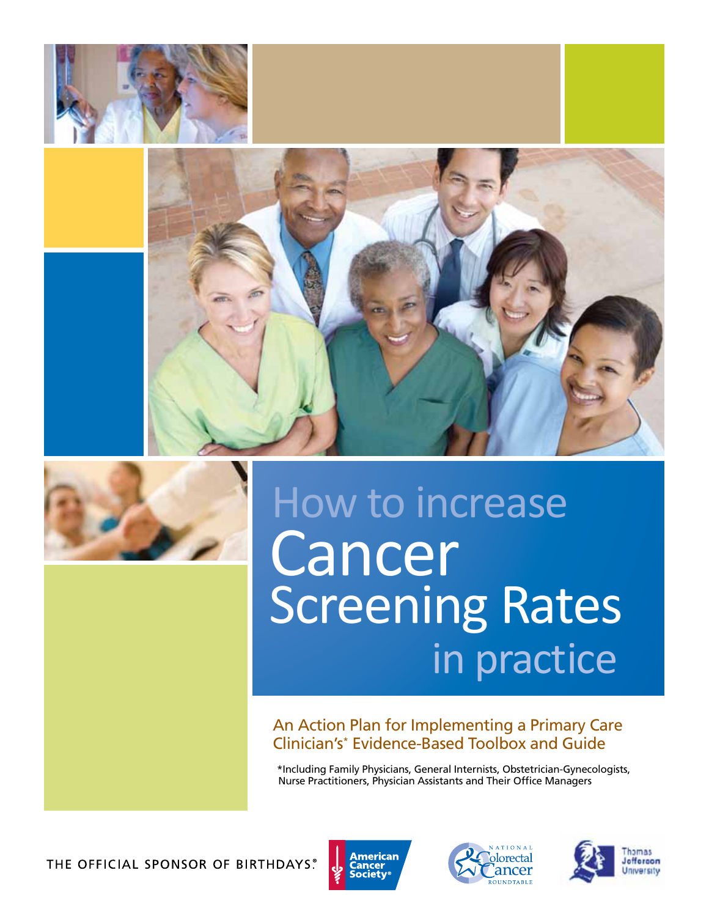# How to increase Cancer Screening Rates in practice

## An Action Plan for Implementing a Primary Care Clinician's* Evidence-Based Toolbox and Guide

*Including Family Physicians, General Internists, Obstetrician-Gynecologists, Nurse Practitioners, Physician Assistants and Their Office Managers

THE OFFICIAL SPONSOR OF BIRTHDAYS.®

American Cancer Society®

National Colorectal Cancer Roundtable

Thomas Jefferson University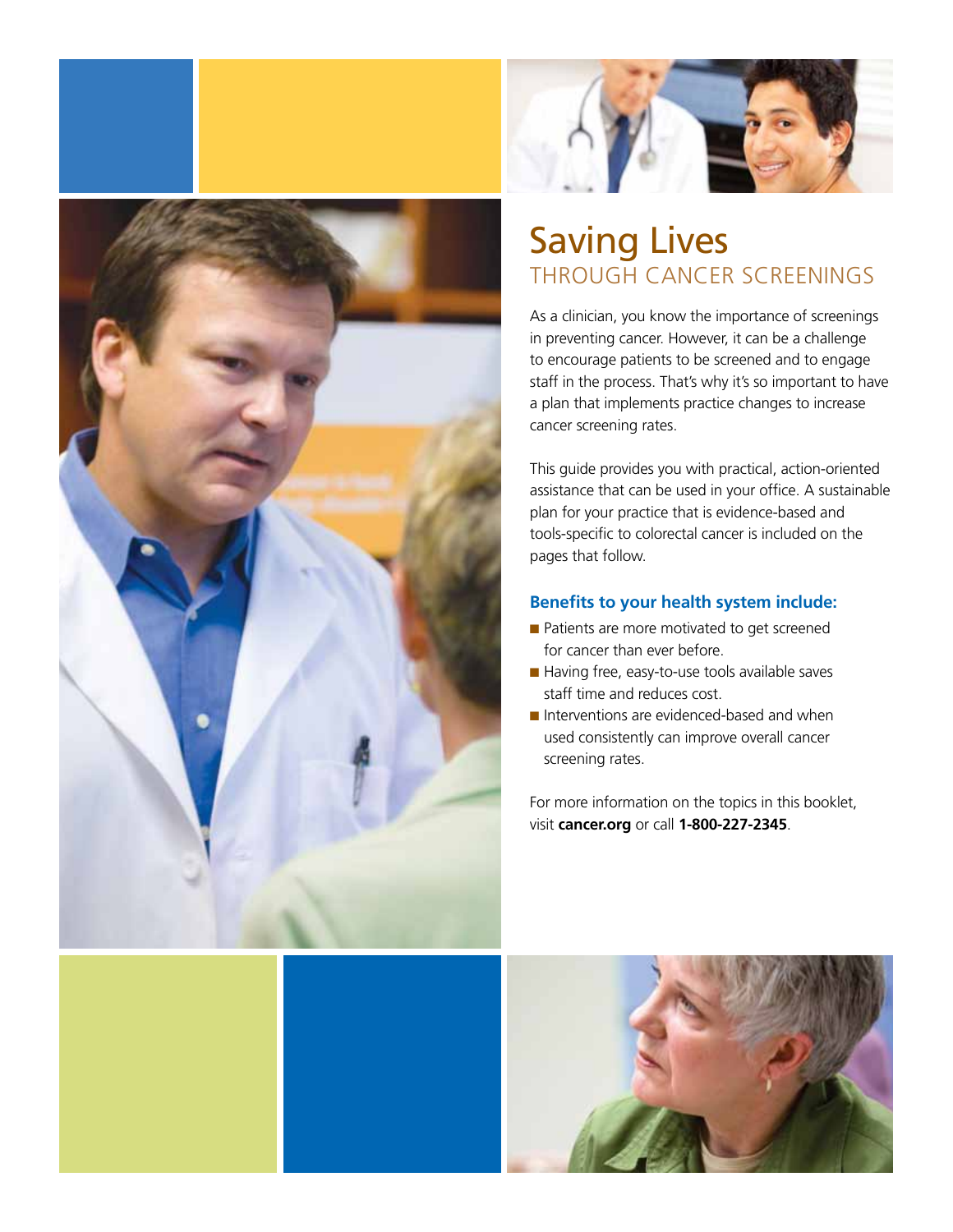# Saving Lives
## THROUGH CANCER SCREENINGS

As a clinician, you know the importance of screenings in preventing cancer. However, it can be a challenge to encourage patients to be screened and to engage staff in the process. That's why it's so important to have a plan that implements practice changes to increase cancer screening rates.

This guide provides you with practical, action-oriented assistance that can be used in your office. A sustainable plan for your practice that is evidence-based and tools-specific to colorectal cancer is included on the pages that follow.

### Benefits to your health system include:

- Patients are more motivated to get screened for cancer than ever before.
- Having free, easy-to-use tools available saves staff time and reduces cost.
- Interventions are evidenced-based and when used consistently can improve overall cancer screening rates.

For more information on the topics in this booklet, visit **cancer.org** or call **1-800-227-2345**.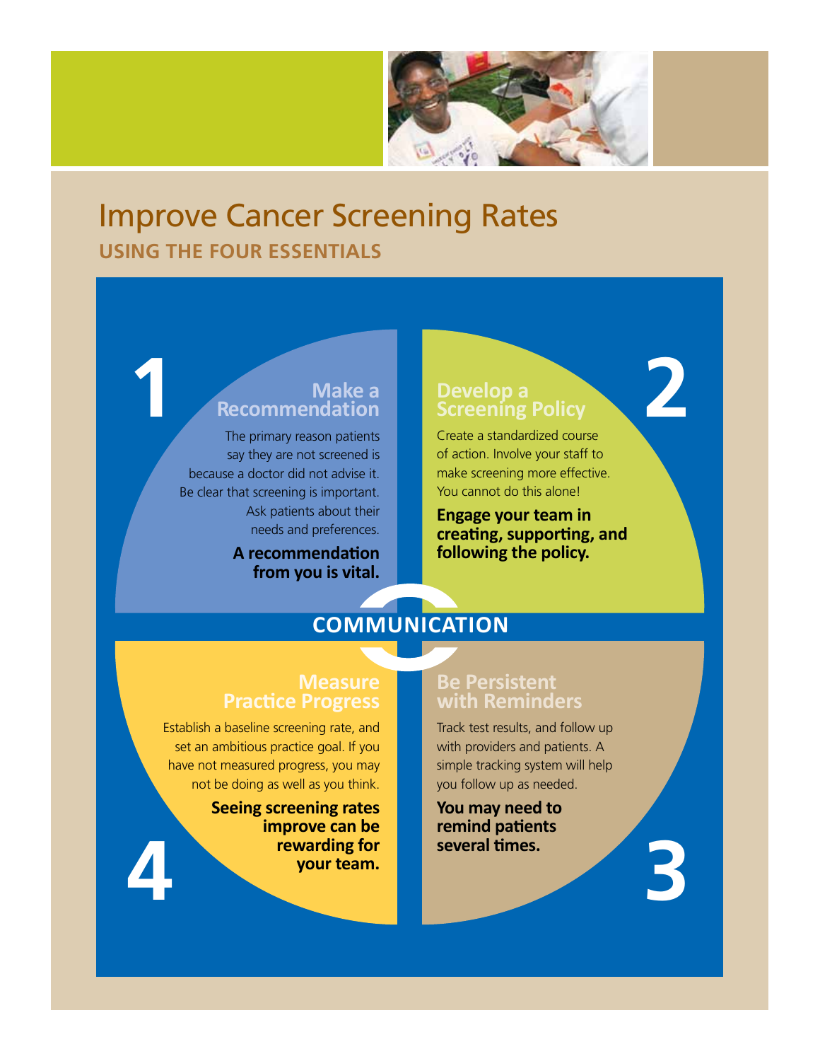# Improve Cancer Screening Rates

## USING THE FOUR ESSENTIALS

### 1 Make a Recommendation

The primary reason patients say they are not screened is because a doctor did not advise it. Be clear that screening is important. Ask patients about their needs and preferences.

**A recommendation from you is vital.**

### 2 Develop a Screening Policy

Create a standardized course of action. Involve your staff to make screening more effective. You cannot do this alone!

**Engage your team in creating, supporting, and following the policy.**

### COMMUNICATION

### 3 Be Persistent with Reminders

Track test results, and follow up with providers and patients. A simple tracking system will help you follow up as needed.

**You may need to remind patients several times.**

### 4 Measure Practice Progress

Establish a baseline screening rate, and set an ambitious practice goal. If you have not measured progress, you may not be doing as well as you think.

**Seeing screening rates improve can be rewarding for your team.**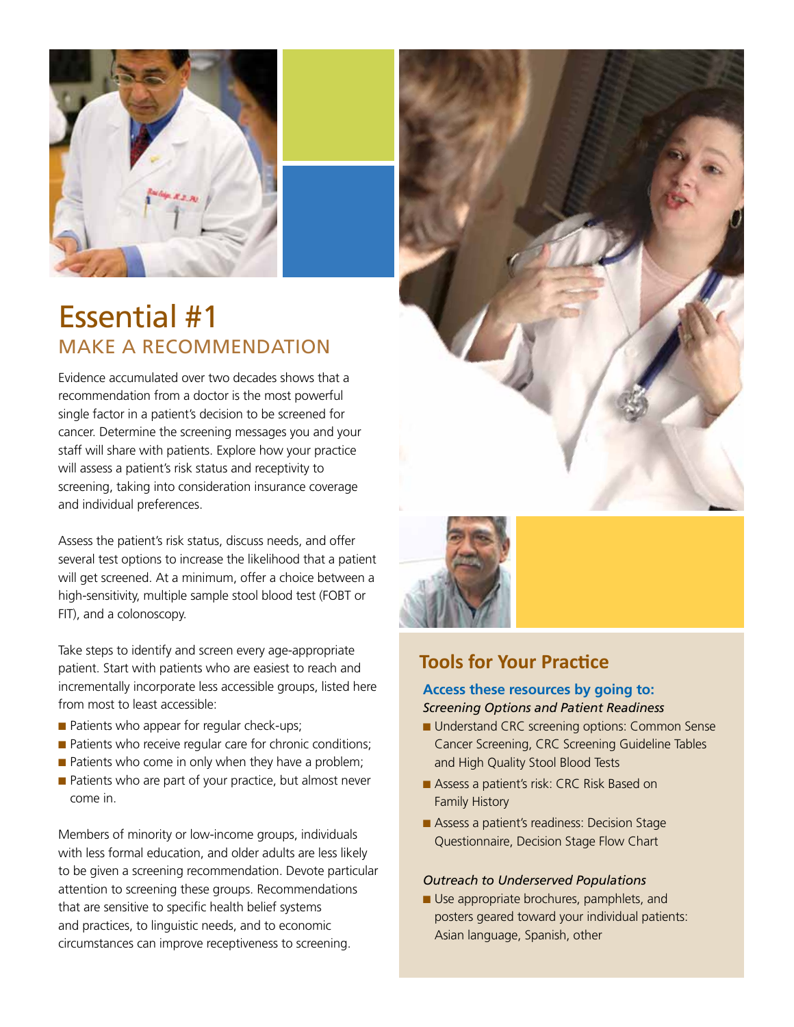# Essential #1

## MAKE A RECOMMENDATION

Evidence accumulated over two decades shows that a recommendation from a doctor is the most powerful single factor in a patient's decision to be screened for cancer. Determine the screening messages you and your staff will share with patients. Explore how your practice will assess a patient's risk status and receptivity to screening, taking into consideration insurance coverage and individual preferences.

Assess the patient's risk status, discuss needs, and offer several test options to increase the likelihood that a patient will get screened. At a minimum, offer a choice between a high-sensitivity, multiple sample stool blood test (FOBT or FIT), and a colonoscopy.

Take steps to identify and screen every age-appropriate patient. Start with patients who are easiest to reach and incrementally incorporate less accessible groups, listed here from most to least accessible:

- Patients who appear for regular check-ups;
- Patients who receive regular care for chronic conditions;
- Patients who come in only when they have a problem;
- Patients who are part of your practice, but almost never come in.

Members of minority or low-income groups, individuals with less formal education, and older adults are less likely to be given a screening recommendation. Devote particular attention to screening these groups. Recommendations that are sensitive to specific health belief systems and practices, to linguistic needs, and to economic circumstances can improve receptiveness to screening.

## Tools for Your Practice

**Access these resources by going to:**

*Screening Options and Patient Readiness*

- Understand CRC screening options: Common Sense Cancer Screening, CRC Screening Guideline Tables and High Quality Stool Blood Tests
- Assess a patient's risk: CRC Risk Based on Family History
- Assess a patient's readiness: Decision Stage Questionnaire, Decision Stage Flow Chart

*Outreach to Underserved Populations*

- Use appropriate brochures, pamphlets, and posters geared toward your individual patients: Asian language, Spanish, other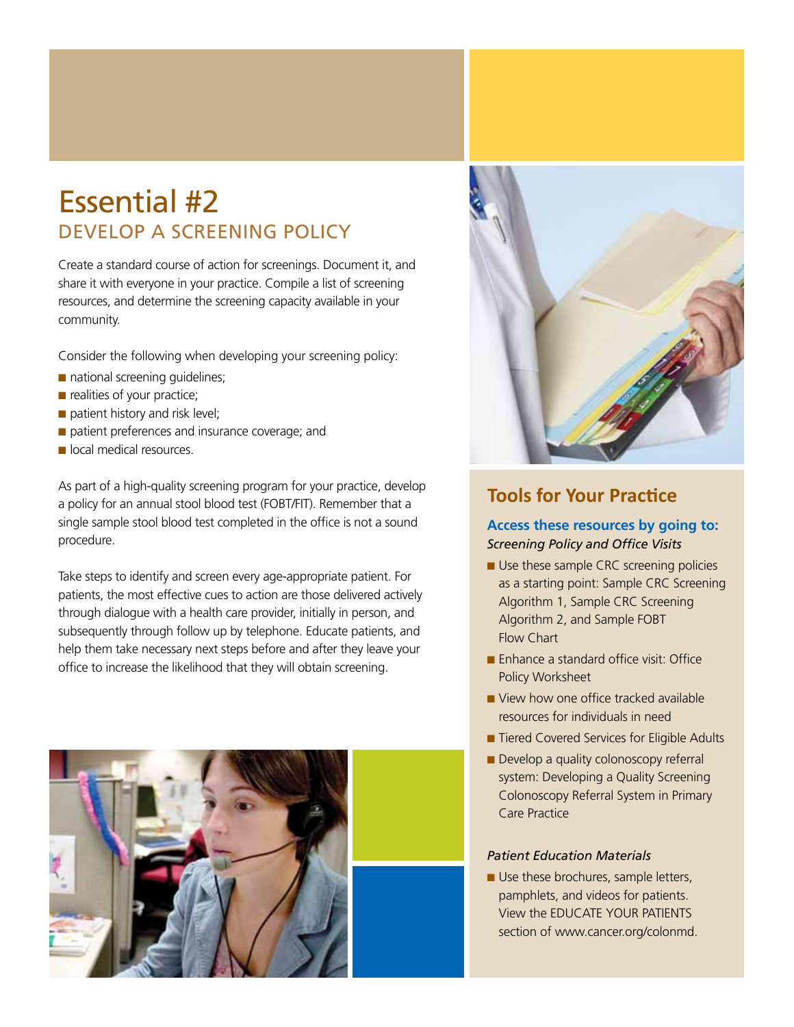# Essential #2

## DEVELOP A SCREENING POLICY

Create a standard course of action for screenings. Document it, and share it with everyone in your practice. Compile a list of screening resources, and determine the screening capacity available in your community.

Consider the following when developing your screening policy:

- national screening guidelines;
- realities of your practice;
- patient history and risk level;
- patient preferences and insurance coverage; and
- local medical resources.

As part of a high-quality screening program for your practice, develop a policy for an annual stool blood test (FOBT/FIT). Remember that a single sample stool blood test completed in the office is not a sound procedure.

Take steps to identify and screen every age-appropriate patient. For patients, the most effective cues to action are those delivered actively through dialogue with a health care provider, initially in person, and subsequently through follow up by telephone. Educate patients, and help them take necessary next steps before and after they leave your office to increase the likelihood that they will obtain screening.

## Tools for Your Practice

### Access these resources by going to:

*Screening Policy and Office Visits*

- Use these sample CRC screening policies as a starting point: Sample CRC Screening Algorithm 1, Sample CRC Screening Algorithm 2, and Sample FOBT Flow Chart
- Enhance a standard office visit: Office Policy Worksheet
- View how one office tracked available resources for individuals in need
- Tiered Covered Services for Eligible Adults
- Develop a quality colonoscopy referral system: Developing a Quality Screening Colonoscopy Referral System in Primary Care Practice

*Patient Education Materials*

- Use these brochures, sample letters, pamphlets, and videos for patients. View the EDUCATE YOUR PATIENTS section of www.cancer.org/colonmd.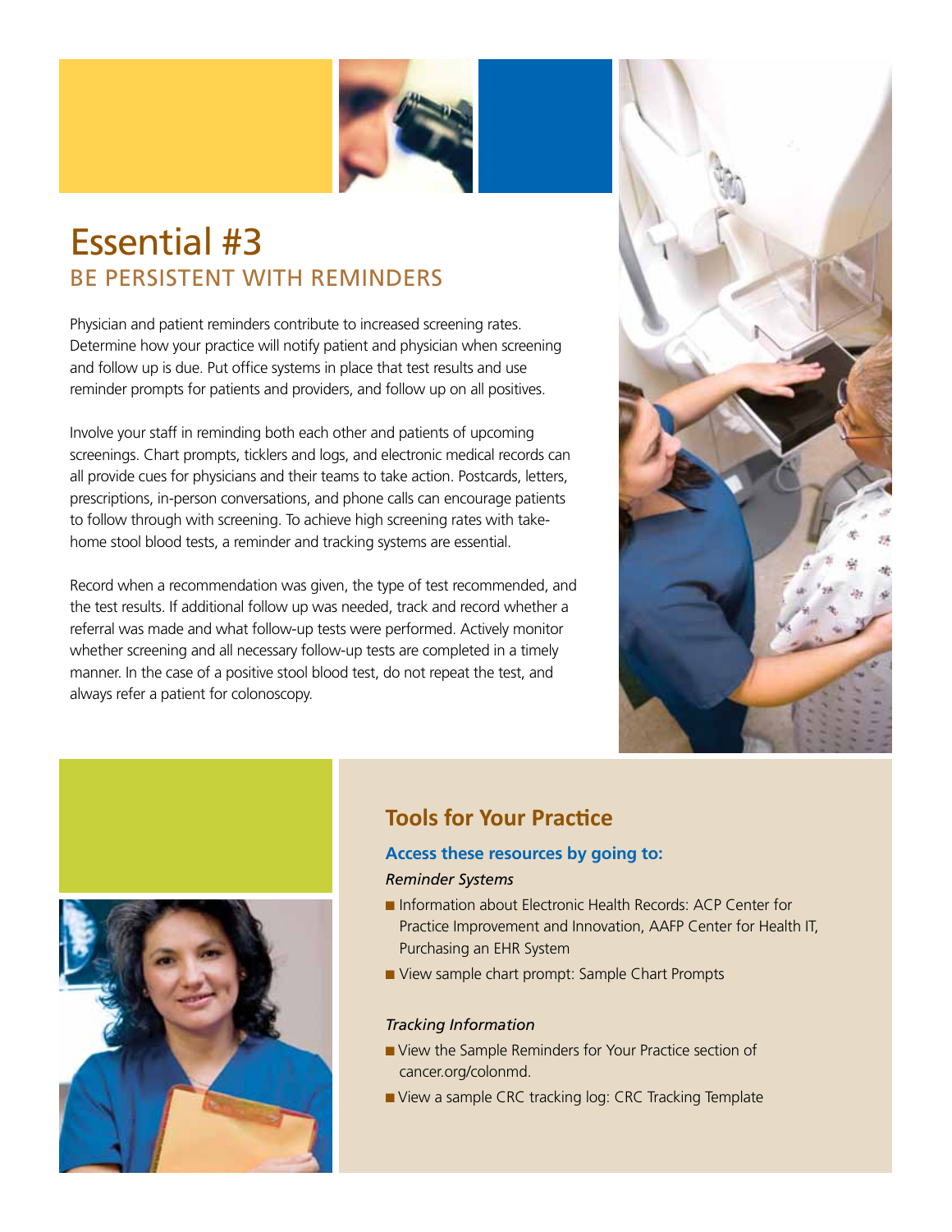# Essential #3

## BE PERSISTENT WITH REMINDERS

Physician and patient reminders contribute to increased screening rates. Determine how your practice will notify patient and physician when screening and follow up is due. Put office systems in place that test results and use reminder prompts for patients and providers, and follow up on all positives.

Involve your staff in reminding both each other and patients of upcoming screenings. Chart prompts, ticklers and logs, and electronic medical records can all provide cues for physicians and their teams to take action. Postcards, letters, prescriptions, in-person conversations, and phone calls can encourage patients to follow through with screening. To achieve high screening rates with take-home stool blood tests, a reminder and tracking systems are essential.

Record when a recommendation was given, the type of test recommended, and the test results. If additional follow up was needed, track and record whether a referral was made and what follow-up tests were performed. Actively monitor whether screening and all necessary follow-up tests are completed in a timely manner. In the case of a positive stool blood test, do not repeat the test, and always refer a patient for colonoscopy.

### Tools for Your Practice

**Access these resources by going to:**

*Reminder Systems*

- Information about Electronic Health Records: ACP Center for Practice Improvement and Innovation, AAFP Center for Health IT, Purchasing an EHR System
- View sample chart prompt: Sample Chart Prompts

*Tracking Information*

- View the Sample Reminders for Your Practice section of cancer.org/colonmd.
- View a sample CRC tracking log: CRC Tracking Template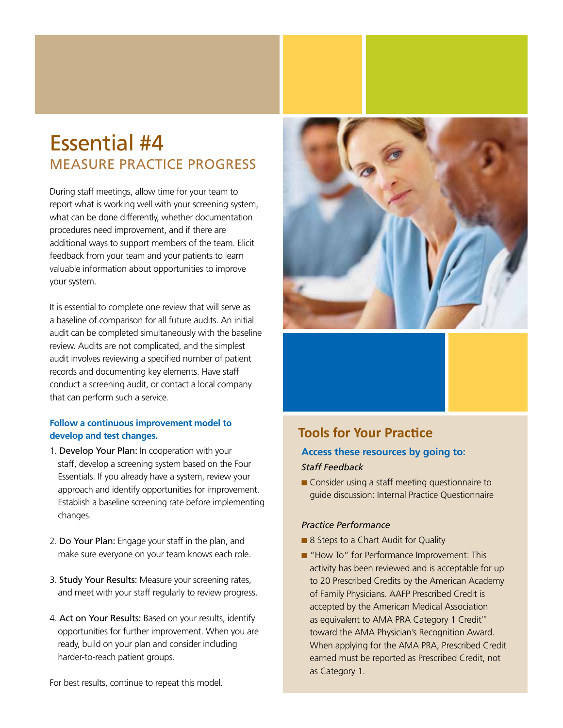# Essential #4

## MEASURE PRACTICE PROGRESS

During staff meetings, allow time for your team to report what is working well with your screening system, what can be done differently, whether documentation procedures need improvement, and if there are additional ways to support members of the team. Elicit feedback from your team and your patients to learn valuable information about opportunities to improve your system.

It is essential to complete one review that will serve as a baseline of comparison for all future audits. An initial audit can be completed simultaneously with the baseline review. Audits are not complicated, and the simplest audit involves reviewing a specified number of patient records and documenting key elements. Have staff conduct a screening audit, or contact a local company that can perform such a service.

**Follow a continuous improvement model to develop and test changes.**

1. Develop Your Plan: In cooperation with your staff, develop a screening system based on the Four Essentials. If you already have a system, review your approach and identify opportunities for improvement. Establish a baseline screening rate before implementing changes.

2. Do Your Plan: Engage your staff in the plan, and make sure everyone on your team knows each role.

3. Study Your Results: Measure your screening rates, and meet with your staff regularly to review progress.

4. Act on Your Results: Based on your results, identify opportunities for further improvement. When you are ready, build on your plan and consider including harder-to-reach patient groups.

For best results, continue to repeat this model.

## Tools for Your Practice

### Access these resources by going to:

*Staff Feedback*

- Consider using a staff meeting questionnaire to guide discussion: Internal Practice Questionnaire

*Practice Performance*

- 8 Steps to a Chart Audit for Quality
- "How To" for Performance Improvement: This activity has been reviewed and is acceptable for up to 20 Prescribed Credits by the American Academy of Family Physicians. AAFP Prescribed Credit is accepted by the American Medical Association as equivalent to AMA PRA Category 1 Credit™ toward the AMA Physician's Recognition Award. When applying for the AMA PRA, Prescribed Credit earned must be reported as Prescribed Credit, not as Category 1.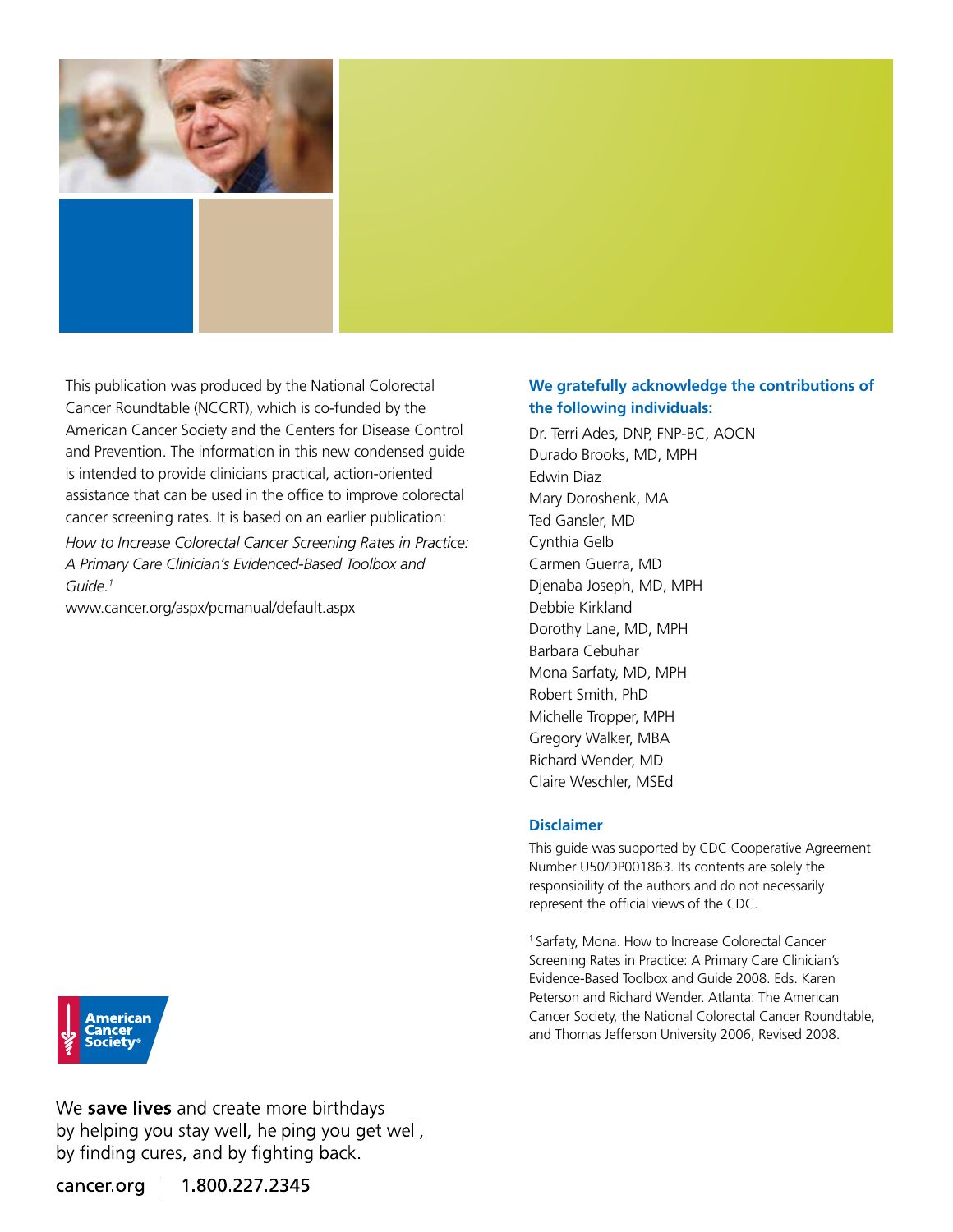This publication was produced by the National Colorectal Cancer Roundtable (NCCRT), which is co-funded by the American Cancer Society and the Centers for Disease Control and Prevention. The information in this new condensed guide is intended to provide clinicians practical, action-oriented assistance that can be used in the office to improve colorectal cancer screening rates. It is based on an earlier publication:

*How to Increase Colorectal Cancer Screening Rates in Practice: A Primary Care Clinician's Evidenced-Based Toolbox and Guide.*[1]

www.cancer.org/aspx/pcmanual/default.aspx

**We gratefully acknowledge the contributions of the following individuals:**

Dr. Terri Ades, DNP, FNP-BC, AOCN
Durado Brooks, MD, MPH
Edwin Diaz
Mary Doroshenk, MA
Ted Gansler, MD
Cynthia Gelb
Carmen Guerra, MD
Djenaba Joseph, MD, MPH
Debbie Kirkland
Dorothy Lane, MD, MPH
Barbara Cebuhar
Mona Sarfaty, MD, MPH
Robert Smith, PhD
Michelle Tropper, MPH
Gregory Walker, MBA
Richard Wender, MD
Claire Weschler, MSEd

**Disclaimer**

This guide was supported by CDC Cooperative Agreement Number U50/DP001863. Its contents are solely the responsibility of the authors and do not necessarily represent the official views of the CDC.

[1] Sarfaty, Mona. How to Increase Colorectal Cancer Screening Rates in Practice: A Primary Care Clinician's Evidence-Based Toolbox and Guide 2008. Eds. Karen Peterson and Richard Wender. Atlanta: The American Cancer Society, the National Colorectal Cancer Roundtable, and Thomas Jefferson University 2006, Revised 2008.

American Cancer Society®

We **save lives** and create more birthdays by helping you stay well, helping you get well, by finding cures, and by fighting back.

cancer.org | 1.800.227.2345